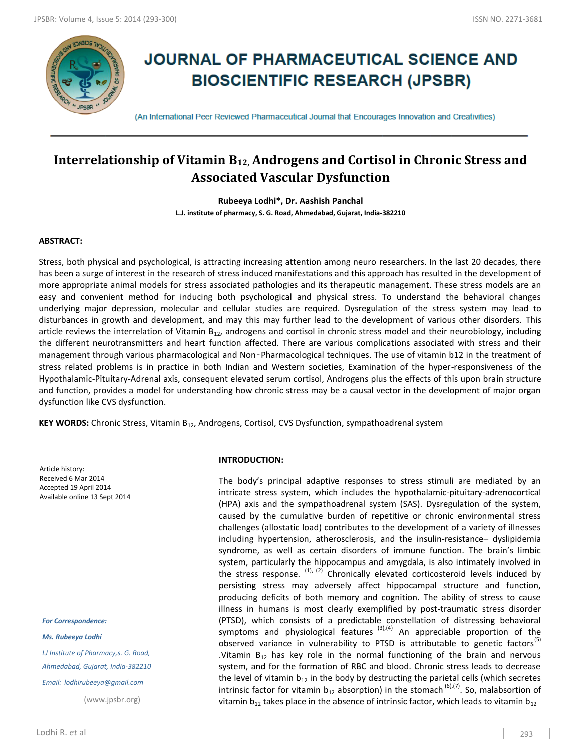# JOURNAL OF PHARMACEUTICAL SCIENCE AND BIOSCIENTIFIC RESEARCH (JPSBR)

(An International Peer Reviewed Pharmaceutical Journal that Encourages Innovation and Creativities)

## Interrelationship of Vitamin $B_{12}$, Androgens and Cortisol in Chronic Stress and Associated Vascular Dysfunction

**Rubeeya Lodhi\*, Dr. Aashish Panchal**

**L.J. institute of pharmacy, S. G. Road, Ahmedabad, Gujarat, India-382210**

### ABSTRACT:

Stress, both physical and psychological, is attracting increasing attention among neuro researchers. In the last 20 decades, there has been a surge of interest in the research of stress induced manifestations and this approach has resulted in the development of more appropriate animal models for stress associated pathologies and its therapeutic management. These stress models are an easy and convenient method for inducing both psychological and physical stress. To understand the behavioral changes underlying major depression, molecular and cellular studies are required. Dysregulation of the stress system may lead to disturbances in growth and development, and may this may further lead to the development of various other disorders. This article reviews the interrelation of Vitamin $B_{12}$, androgens and cortisol in chronic stress model and their neurobiology, including the different neurotransmitters and heart function affected. There are various complications associated with stress and their management through various pharmacological and Non‐Pharmacological techniques. The use of vitamin b12 in the treatment of stress related problems is in practice in both Indian and Western societies, Examination of the hyper-responsiveness of the Hypothalamic-Pituitary-Adrenal axis, consequent elevated serum cortisol, Androgens plus the effects of this upon brain structure and function, provides a model for understanding how chronic stress may be a causal vector in the development of major organ dysfunction like CVS dysfunction.

**KEY WORDS:** Chronic Stress, Vitamin $B_{12}$, Androgens, Cortisol, CVS Dysfunction, sympathoadrenal system

Article history:
Received 6 Mar 2014
Accepted 19 April 2014
Available online 13 Sept 2014

*For Correspondence:*

*Ms. Rubeeya Lodhi*

*LJ Institute of Pharmacy,s. G. Road, Ahmedabad, Gujarat, India-382210*

*Email: lodhirubeeya@gmail.com*

(www.jpsbr.org)

### INTRODUCTION:

The body's principal adaptive responses to stress stimuli are mediated by an intricate stress system, which includes the hypothalamic-pituitary-adrenocortical (HPA) axis and the sympathoadrenal system (SAS). Dysregulation of the system, caused by the cumulative burden of repetitive or chronic environmental stress challenges (allostatic load) contributes to the development of a variety of illnesses including hypertension, atherosclerosis, and the insulin-resistance– dyslipidemia syndrome, as well as certain disorders of immune function. The brain's limbic system, particularly the hippocampus and amygdala, is also intimately involved in the stress response. [(1), (2)] Chronically elevated corticosteroid levels induced by persisting stress may adversely affect hippocampal structure and function, producing deficits of both memory and cognition. The ability of stress to cause illness in humans is most clearly exemplified by post-traumatic stress disorder (PTSD), which consists of a predictable constellation of distressing behavioral symptoms and physiological features [(3),(4)] An appreciable proportion of the observed variance in vulnerability to PTSD is attributable to genetic factors[(5)] .Vitamin $B_{12}$ has key role in the normal functioning of the brain and nervous system, and for the formation of RBC and blood. Chronic stress leads to decrease the level of vitamin $b_{12}$ in the body by destructing the parietal cells (which secretes intrinsic factor for vitamin $b_{12}$ absorption) in the stomach [(6),(7)]. So, malabsorption of vitamin $b_{12}$ takes place in the absence of intrinsic factor, which leads to vitamin $b_{12}$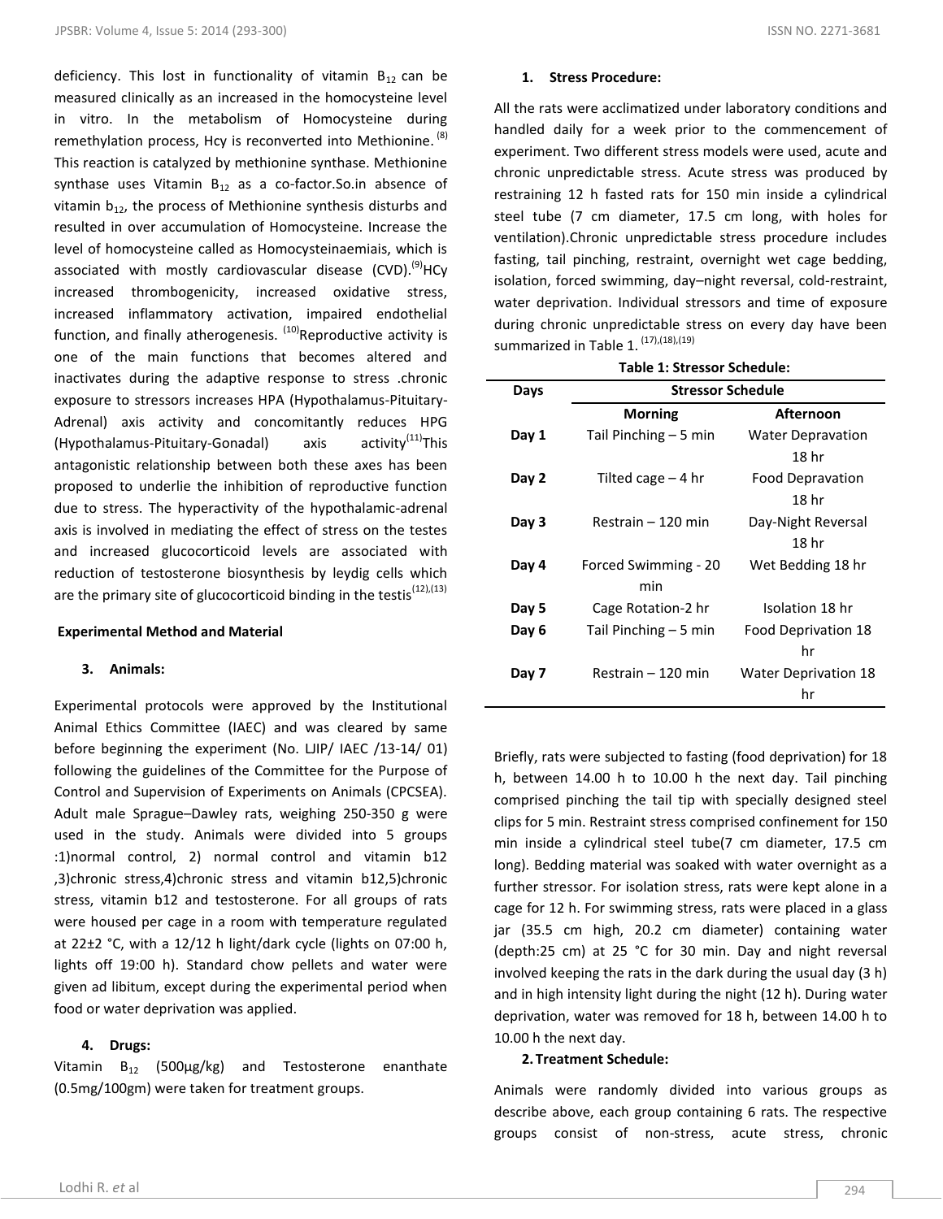deficiency. This lost in functionality of vitamin $B_{12}$ can be measured clinically as an increased in the homocysteine level in vitro. In the metabolism of Homocysteine during remethylation process, Hcy is reconverted into Methionine. [8] This reaction is catalyzed by methionine synthase. Methionine synthase uses Vitamin $B_{12}$ as a co-factor.So.in absence of vitamin $b_{12}$, the process of Methionine synthesis disturbs and resulted in over accumulation of Homocysteine. Increase the level of homocysteine called as Homocysteinaemiais, which is associated with mostly cardiovascular disease (CVD).[9] HCy increased thrombogenicity, increased oxidative stress, increased inflammatory activation, impaired endothelial function, and finally atherogenesis. [10] Reproductive activity is one of the main functions that becomes altered and inactivates during the adaptive response to stress .chronic exposure to stressors increases HPA (Hypothalamus-Pituitary-Adrenal) axis activity and concomitantly reduces HPG (Hypothalamus-Pituitary-Gonadal) axis activity[11] This antagonistic relationship between both these axes has been proposed to underlie the inhibition of reproductive function due to stress. The hyperactivity of the hypothalamic-adrenal axis is involved in mediating the effect of stress on the testes and increased glucocorticoid levels are associated with reduction of testosterone biosynthesis by leydig cells which are the primary site of glucocorticoid binding in the testis[12],[13]

**Experimental Method and Material**

**3. Animals:**

Experimental protocols were approved by the Institutional Animal Ethics Committee (IAEC) and was cleared by same before beginning the experiment (No. LJIP/ IAEC /13-14/ 01) following the guidelines of the Committee for the Purpose of Control and Supervision of Experiments on Animals (CPCSEA). Adult male Sprague–Dawley rats, weighing 250-350 g were used in the study. Animals were divided into 5 groups :1)normal control, 2) normal control and vitamin b12 ,3)chronic stress,4)chronic stress and vitamin b12,5)chronic stress, vitamin b12 and testosterone. For all groups of rats were housed per cage in a room with temperature regulated at 22±2 °C, with a 12/12 h light/dark cycle (lights on 07:00 h, lights off 19:00 h). Standard chow pellets and water were given ad libitum, except during the experimental period when food or water deprivation was applied.

**4. Drugs:**

Vitamin $B_{12}$ (500µg/kg) and Testosterone enanthate (0.5mg/100gm) were taken for treatment groups.

**1. Stress Procedure:**

All the rats were acclimatized under laboratory conditions and handled daily for a week prior to the commencement of experiment. Two different stress models were used, acute and chronic unpredictable stress. Acute stress was produced by restraining 12 h fasted rats for 150 min inside a cylindrical steel tube (7 cm diameter, 17.5 cm long, with holes for ventilation).Chronic unpredictable stress procedure includes fasting, tail pinching, restraint, overnight wet cage bedding, isolation, forced swimming, day–night reversal, cold-restraint, water deprivation. Individual stressors and time of exposure during chronic unpredictable stress on every day have been summarized in Table 1. [17],[18],[19]

**Table 1: Stressor Schedule:**

| Days | Stressor Schedule | |
|---|---|---|
| | **Morning** | **Afternoon** |
| **Day 1** | Tail Pinching – 5 min | Water Depravation 18 hr |
| **Day 2** | Tilted cage – 4 hr | Food Depravation 18 hr |
| **Day 3** | Restrain – 120 min | Day-Night Reversal 18 hr |
| **Day 4** | Forced Swimming - 20 min | Wet Bedding 18 hr |
| **Day 5** | Cage Rotation-2 hr | Isolation 18 hr |
| **Day 6** | Tail Pinching – 5 min | Food Deprivation 18 hr |
| **Day 7** | Restrain – 120 min | Water Deprivation 18 hr |

Briefly, rats were subjected to fasting (food deprivation) for 18 h, between 14.00 h to 10.00 h the next day. Tail pinching comprised pinching the tail tip with specially designed steel clips for 5 min. Restraint stress comprised confinement for 150 min inside a cylindrical steel tube(7 cm diameter, 17.5 cm long). Bedding material was soaked with water overnight as a further stressor. For isolation stress, rats were kept alone in a cage for 12 h. For swimming stress, rats were placed in a glass jar (35.5 cm high, 20.2 cm diameter) containing water (depth:25 cm) at 25 °C for 30 min. Day and night reversal involved keeping the rats in the dark during the usual day (3 h) and in high intensity light during the night (12 h). During water deprivation, water was removed for 18 h, between 14.00 h to 10.00 h the next day.

**2. Treatment Schedule:**

Animals were randomly divided into various groups as describe above, each group containing 6 rats. The respective groups consist of non-stress, acute stress, chronic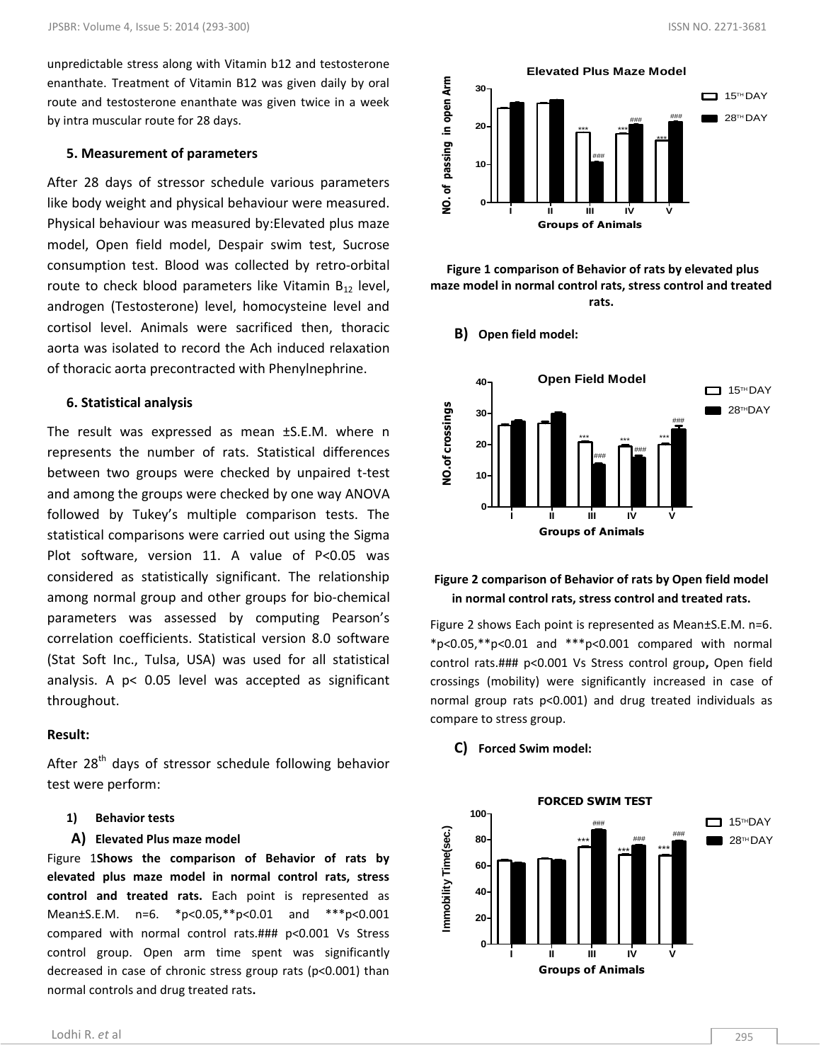unpredictable stress along with Vitamin b12 and testosterone enanthate. Treatment of Vitamin B12 was given daily by oral route and testosterone enanthate was given twice in a week by intra muscular route for 28 days.

### 5. Measurement of parameters

After 28 days of stressor schedule various parameters like body weight and physical behaviour were measured. Physical behaviour was measured by:Elevated plus maze model, Open field model, Despair swim test, Sucrose consumption test. Blood was collected by retro-orbital route to check blood parameters like Vitamin $B_{12}$ level, androgen (Testosterone) level, homocysteine level and cortisol level. Animals were sacrificed then, thoracic aorta was isolated to record the Ach induced relaxation of thoracic aorta precontracted with Phenylnephrine.

### 6. Statistical analysis

The result was expressed as mean ±S.E.M. where n represents the number of rats. Statistical differences between two groups were checked by unpaired t-test and among the groups were checked by one way ANOVA followed by Tukey's multiple comparison tests. The statistical comparisons were carried out using the Sigma Plot software, version 11. A value of $P<0.05$ was considered as statistically significant. The relationship among normal group and other groups for bio-chemical parameters was assessed by computing Pearson's correlation coefficients. Statistical version 8.0 software (Stat Soft Inc., Tulsa, USA) was used for all statistical analysis. A $p< 0.05$ level was accepted as significant throughout.

## Result:

After 28th days of stressor schedule following behavior test were perform:

1) **Behavior tests**

**A) Elevated Plus maze model**

Figure 1**Shows the comparison of Behavior of rats by elevated plus maze model in normal control rats, stress control and treated rats.** Each point is represented as Mean±S.E.M. n=6. *p<0.05,**p<0.01 and ***p<0.001 compared with normal control rats.### p<0.001 Vs Stress control group. Open arm time spent was significantly decreased in case of chronic stress group rats (p<0.001) than normal controls and drug treated rats**.**

**Figure 1 comparison of Behavior of rats by elevated plus maze model in normal control rats, stress control and treated rats.**

**B) Open field model:**

**Figure 2 comparison of Behavior of rats by Open field model in normal control rats, stress control and treated rats.**

Figure 2 shows Each point is represented as Mean±S.E.M. n=6. *p<0.05,**p<0.01 and ***p<0.001 compared with normal control rats.### p<0.001 Vs Stress control group**,** Open field crossings (mobility) were significantly increased in case of normal group rats p<0.001) and drug treated individuals as compare to stress group.

**C) Forced Swim model:**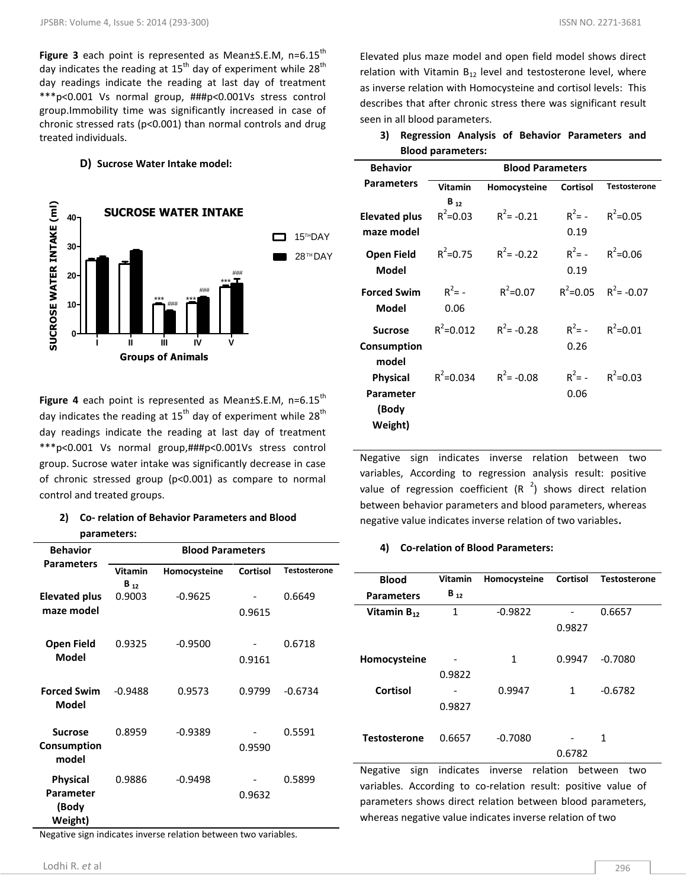**Figure 3** each point is represented as Mean±S.E.M, n=6.15[th] day indicates the reading at 15[th] day of experiment while 28[th] day readings indicate the reading at last day of treatment ***p<0.001 Vs normal group, ###p<0.001Vs stress control group.Immobility time was significantly increased in case of chronic stressed rats (p<0.001) than normal controls and drug treated individuals.

#### D) Sucrose Water Intake model:

**Figure 4** each point is represented as Mean±S.E.M, n=6.15[th] day indicates the reading at 15[th] day of experiment while 28[th] day readings indicate the reading at last day of treatment ***p<0.001 Vs normal group,###p<0.001Vs stress control group. Sucrose water intake was significantly decrease in case of chronic stressed group (p<0.001) as compare to normal control and treated groups.

#### 2) Co- relation of Behavior Parameters and Blood parameters:

| Behavior Parameters | Blood Parameters | | | |
|---|---|---|---|---|
| | Vitamin $B_{12}$ | Homocysteine | Cortisol | Testosterone |
| Elevated plus maze model | 0.9003 | -0.9625 | -0.9615 | 0.6649 |
| Open Field Model | 0.9325 | -0.9500 | -0.9161 | 0.6718 |
| Forced Swim Model | -0.9488 | 0.9573 | 0.9799 | -0.6734 |
| Sucrose Consumption model | 0.8959 | -0.9389 | -0.9590 | 0.5591 |
| Physical Parameter (Body Weight) | 0.9886 | -0.9498 | -0.9632 | 0.5899 |

Negative sign indicates inverse relation between two variables.

Elevated plus maze model and open field model shows direct relation with Vitamin $B_{12}$ level and testosterone level, where as inverse relation with Homocysteine and cortisol levels: This describes that after chronic stress there was significant result seen in all blood parameters.

#### 3) Regression Analysis of Behavior Parameters and Blood parameters:

| Behavior Parameters | Blood Parameters | | | |
|---|---|---|---|---|
| | Vitamin $B_{12}$ | Homocysteine | Cortisol | Testosterone |
| Elevated plus maze model | $R^2$=0.03 | $R^2$= -0.21 | $R^2$= -0.19 | $R^2$=0.05 |
| Open Field Model | $R^2$=0.75 | $R^2$= -0.22 | $R^2$= -0.19 | $R^2$=0.06 |
| Forced Swim Model | $R^2$= -0.06 | $R^2$=0.07 | $R^2$=0.05 | $R^2$= -0.07 |
| Sucrose Consumption model | $R^2$=0.012 | $R^2$= -0.28 | $R^2$= -0.26 | $R^2$=0.01 |
| Physical Parameter (Body Weight) | $R^2$=0.034 | $R^2$= -0.08 | $R^2$= -0.06 | $R^2$=0.03 |

Negative sign indicates inverse relation between two variables, According to regression analysis result: positive value of regression coefficient ($R^2$) shows direct relation between behavior parameters and blood parameters, whereas negative value indicates inverse relation of two variables.

#### 4) Co-relation of Blood Parameters:

| Blood Parameters | Vitamin $B_{12}$ | Homocysteine | Cortisol | Testosterone |
|---|---|---|---|---|
| Vitamin $B_{12}$ | 1 | -0.9822 | -0.9827 | 0.6657 |
| Homocysteine | -0.9822 | 1 | 0.9947 | -0.7080 |
| Cortisol | -0.9827 | 0.9947 | 1 | -0.6782 |
| Testosterone | 0.6657 | -0.7080 | -0.6782 | 1 |

Negative sign indicates inverse relation between two variables. According to co-relation result: positive value of parameters shows direct relation between blood parameters, whereas negative value indicates inverse relation of two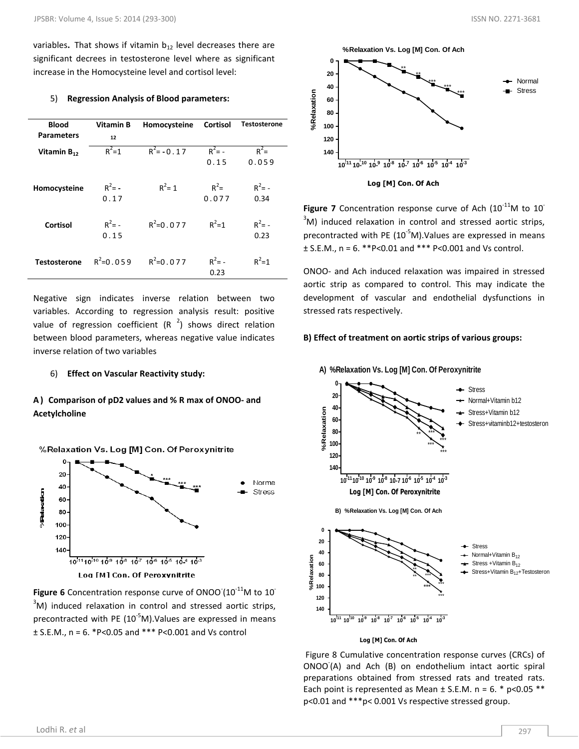variables. That shows if vitamin $b_{12}$ level decreases there are significant decrees in testosterone level where as significant increase in the Homocysteine level and cortisol level:

5) **Regression Analysis of Blood parameters:**

| Blood Parameters | Vitamin $B_{12}$ | Homocysteine | Cortisol | Testosterone |
|---|---|---|---|---|
| Vitamin $B_{12}$ | $R^2$=1 | $R^2$= -0.17 | $R^2$= -0.15 | $R^2$= 0.059 |
| Homocysteine | $R^2$= -0.17 | $R^2$= 1 | $R^2$= 0.077 | $R^2$= -0.34 |
| Cortisol | $R^2$= -0.15 | $R^2$=0.077 | $R^2$=1 | $R^2$= -0.23 |
| Testosterone | $R^2$=0.059 | $R^2$=0.077 | $R^2$= -0.23 | $R^2$=1 |

Negative sign indicates inverse relation between two variables. According to regression analysis result: positive value of regression coefficient ($R^2$) shows direct relation between blood parameters, whereas negative value indicates inverse relation of two variables

6) **Effect on Vascular Reactivity study:**

**A) Comparison of pD2 values and % R max of ONOO- and Acetylcholine**

**Figure 6** Concentration response curve of $ONOO^-$ ($10^{-11}$M to $10^{-3}$M) induced relaxation in control and stressed aortic strips, precontracted with PE ($10^{-5}$M). Values are expressed in means ± S.E.M., n = 6. *P<0.05 and *** P<0.001 and Vs control

**Figure 7** Concentration response curve of Ach ($10^{-11}$M to $10^{-3}$M) induced relaxation in control and stressed aortic strips, precontracted with PE ($10^{-5}$M). Values are expressed in means ± S.E.M., n = 6. **P<0.01 and *** P<0.001 and Vs control.

ONOO- and Ach induced relaxation was impaired in stressed aortic strip as compared to control. This may indicate the development of vascular and endothelial dysfunctions in stressed rats respectively.

**B) Effect of treatment on aortic strips of various groups:**

Figure 8 Cumulative concentration response curves (CRCs) of $ONOO^-$ (A) and Ach (B) on endothelium intact aortic spiral preparations obtained from stressed rats and treated rats. Each point is represented as Mean ± S.E.M. n = 6. * p<0.05 ** p<0.01 and ***p< 0.001 Vs respective stressed group.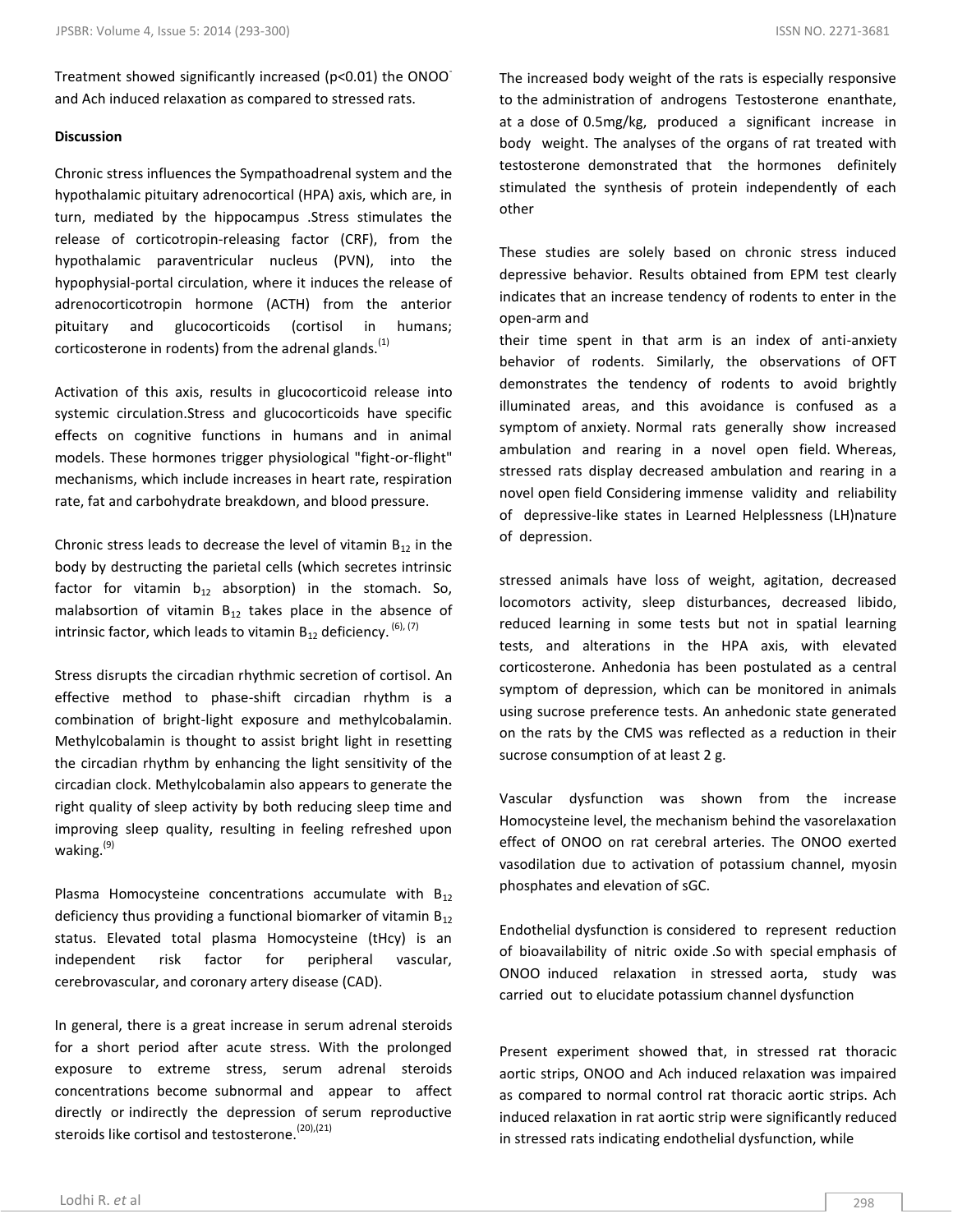Treatment showed significantly increased ($p<0.01$) the $ONOO^-$ and Ach induced relaxation as compared to stressed rats.

**Discussion**

Chronic stress influences the Sympathoadrenal system and the hypothalamic pituitary adrenocortical (HPA) axis, which are, in turn, mediated by the hippocampus .Stress stimulates the release of corticotropin-releasing factor (CRF), from the hypothalamic paraventricular nucleus (PVN), into the hypophysial-portal circulation, where it induces the release of adrenocorticotropin hormone (ACTH) from the anterior pituitary and glucocorticoids (cortisol in humans; corticosterone in rodents) from the adrenal glands.[1]

Activation of this axis, results in glucocorticoid release into systemic circulation.Stress and glucocorticoids have specific effects on cognitive functions in humans and in animal models. These hormones trigger physiological "fight-or-flight" mechanisms, which include increases in heart rate, respiration rate, fat and carbohydrate breakdown, and blood pressure.

Chronic stress leads to decrease the level of vitamin $B_{12}$ in the body by destructing the parietal cells (which secretes intrinsic factor for vitamin $b_{12}$ absorption) in the stomach. So, malabsortion of vitamin $B_{12}$ takes place in the absence of intrinsic factor, which leads to vitamin $B_{12}$ deficiency.[6],[7]

Stress disrupts the circadian rhythmic secretion of cortisol. An effective method to phase-shift circadian rhythm is a combination of bright-light exposure and methylcobalamin. Methylcobalamin is thought to assist bright light in resetting the circadian rhythm by enhancing the light sensitivity of the circadian clock. Methylcobalamin also appears to generate the right quality of sleep activity by both reducing sleep time and improving sleep quality, resulting in feeling refreshed upon waking.[9]

Plasma Homocysteine concentrations accumulate with $B_{12}$ deficiency thus providing a functional biomarker of vitamin $B_{12}$ status. Elevated total plasma Homocysteine (tHcy) is an independent risk factor for peripheral vascular, cerebrovascular, and coronary artery disease (CAD).

In general, there is a great increase in serum adrenal steroids for a short period after acute stress. With the prolonged exposure to extreme stress, serum adrenal steroids concentrations become subnormal and appear to affect directly or indirectly the depression of serum reproductive steroids like cortisol and testosterone.[20],[21]

The increased body weight of the rats is especially responsive to the administration of androgens Testosterone enanthate, at a dose of 0.5mg/kg, produced a significant increase in body weight. The analyses of the organs of rat treated with testosterone demonstrated that the hormones definitely stimulated the synthesis of protein independently of each other

These studies are solely based on chronic stress induced depressive behavior. Results obtained from EPM test clearly indicates that an increase tendency of rodents to enter in the open-arm and

their time spent in that arm is an index of anti-anxiety behavior of rodents. Similarly, the observations of OFT demonstrates the tendency of rodents to avoid brightly illuminated areas, and this avoidance is confused as a symptom of anxiety. Normal rats generally show increased ambulation and rearing in a novel open field. Whereas, stressed rats display decreased ambulation and rearing in a novel open field Considering immense validity and reliability of depressive-like states in Learned Helplessness (LH)nature of depression.

stressed animals have loss of weight, agitation, decreased locomotors activity, sleep disturbances, decreased libido, reduced learning in some tests but not in spatial learning tests, and alterations in the HPA axis, with elevated corticosterone. Anhedonia has been postulated as a central symptom of depression, which can be monitored in animals using sucrose preference tests. An anhedonic state generated on the rats by the CMS was reflected as a reduction in their sucrose consumption of at least 2 g.

Vascular dysfunction was shown from the increase Homocysteine level, the mechanism behind the vasorelaxation effect of ONOO on rat cerebral arteries. The ONOO exerted vasodilation due to activation of potassium channel, myosin phosphates and elevation of sGC.

Endothelial dysfunction is considered to represent reduction of bioavailability of nitric oxide .So with special emphasis of ONOO induced relaxation in stressed aorta, study was carried out to elucidate potassium channel dysfunction

Present experiment showed that, in stressed rat thoracic aortic strips, ONOO and Ach induced relaxation was impaired as compared to normal control rat thoracic aortic strips. Ach induced relaxation in rat aortic strip were significantly reduced in stressed rats indicating endothelial dysfunction, while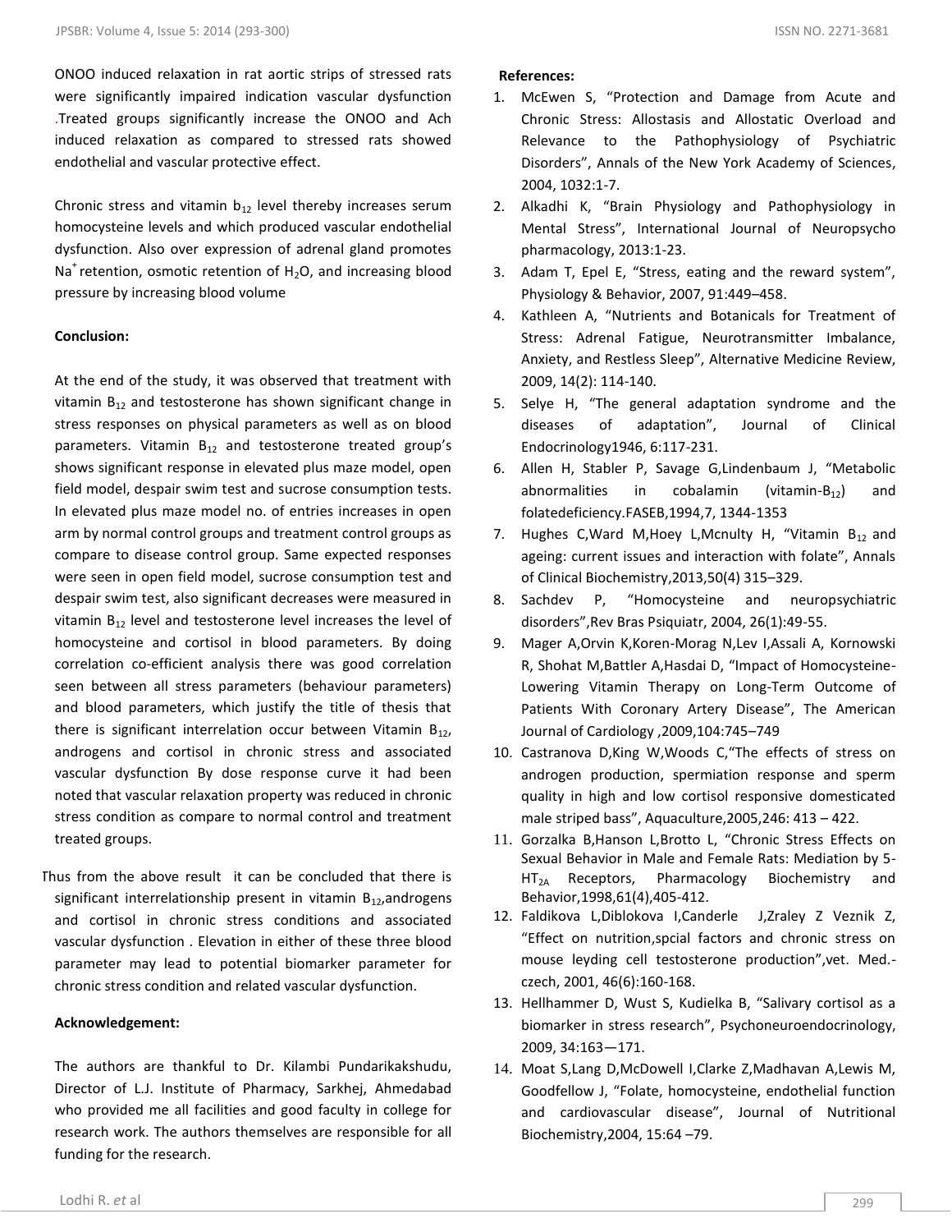ONOO induced relaxation in rat aortic strips of stressed rats were significantly impaired indication vascular dysfunction .Treated groups significantly increase the ONOO and Ach induced relaxation as compared to stressed rats showed endothelial and vascular protective effect.

Chronic stress and vitamin $b_{12}$ level thereby increases serum homocysteine levels and which produced vascular endothelial dysfunction. Also over expression of adrenal gland promotes $Na^+$ retention, osmotic retention of $H_2O$, and increasing blood pressure by increasing blood volume

**Conclusion:**

At the end of the study, it was observed that treatment with vitamin $B_{12}$ and testosterone has shown significant change in stress responses on physical parameters as well as on blood parameters. Vitamin $B_{12}$ and testosterone treated group's shows significant response in elevated plus maze model, open field model, despair swim test and sucrose consumption tests. In elevated plus maze model no. of entries increases in open arm by normal control groups and treatment control groups as compare to disease control group. Same expected responses were seen in open field model, sucrose consumption test and despair swim test, also significant decreases were measured in vitamin $B_{12}$ level and testosterone level increases the level of homocysteine and cortisol in blood parameters. By doing correlation co-efficient analysis there was good correlation seen between all stress parameters (behaviour parameters) and blood parameters, which justify the title of thesis that there is significant interrelation occur between Vitamin $B_{12}$, androgens and cortisol in chronic stress and associated vascular dysfunction By dose response curve it had been noted that vascular relaxation property was reduced in chronic stress condition as compare to normal control and treatment treated groups.

Thus from the above result it can be concluded that there is significant interrelationship present in vitamin $B_{12}$,androgens and cortisol in chronic stress conditions and associated vascular dysfunction . Elevation in either of these three blood parameter may lead to potential biomarker parameter for chronic stress condition and related vascular dysfunction.

**Acknowledgement:**

The authors are thankful to Dr. Kilambi Pundarikakshudu, Director of L.J. Institute of Pharmacy, Sarkhej, Ahmedabad who provided me all facilities and good faculty in college for research work. The authors themselves are responsible for all funding for the research.

**References:**

1. McEwen S, "Protection and Damage from Acute and Chronic Stress: Allostasis and Allostatic Overload and Relevance to the Pathophysiology of Psychiatric Disorders", Annals of the New York Academy of Sciences, 2004, 1032:1-7.
2. Alkadhi K, "Brain Physiology and Pathophysiology in Mental Stress", International Journal of Neuropsycho pharmacology, 2013:1-23.
3. Adam T, Epel E, "Stress, eating and the reward system", Physiology & Behavior, 2007, 91:449–458.
4. Kathleen A, "Nutrients and Botanicals for Treatment of Stress: Adrenal Fatigue, Neurotransmitter Imbalance, Anxiety, and Restless Sleep", Alternative Medicine Review, 2009, 14(2): 114-140.
5. Selye H, "The general adaptation syndrome and the diseases of adaptation", Journal of Clinical Endocrinology1946, 6:117-231.
6. Allen H, Stabler P, Savage G,Lindenbaum J, "Metabolic abnormalities in cobalamin (vitamin-$B_{12}$) and folatedeficiency.FASEB,1994,7, 1344-1353
7. Hughes C,Ward M,Hoey L,Mcnulty H, "Vitamin $B_{12}$ and ageing: current issues and interaction with folate", Annals of Clinical Biochemistry,2013,50(4) 315–329.
8. Sachdev P, "Homocysteine and neuropsychiatric disorders",Rev Bras Psiquiatr, 2004, 26(1):49-55.
9. Mager A,Orvin K,Koren-Morag N,Lev I,Assali A, Kornowski R, Shohat M,Battler A,Hasdai D, "Impact of Homocysteine-Lowering Vitamin Therapy on Long-Term Outcome of Patients With Coronary Artery Disease", The American Journal of Cardiology ,2009,104:745–749
10. Castranova D,King W,Woods C,"The effects of stress on androgen production, spermiation response and sperm quality in high and low cortisol responsive domesticated male striped bass", Aquaculture,2005,246: 413 – 422.
11. Gorzalka B,Hanson L,Brotto L, "Chronic Stress Effects on Sexual Behavior in Male and Female Rats: Mediation by 5-$HT_{2A}$ Receptors, Pharmacology Biochemistry and Behavior,1998,61(4),405-412.
12. Faldikova L,Diblokova I,Canderle J,Zraley Z Veznik Z, "Effect on nutrition,spcial factors and chronic stress on mouse leyding cell testosterone production",vet. Med.-czech, 2001, 46(6):160-168.
13. Hellhammer D, Wust S, Kudielka B, "Salivary cortisol as a biomarker in stress research", Psychoneuroendocrinology, 2009, 34:163—171.
14. Moat S,Lang D,McDowell I,Clarke Z,Madhavan A,Lewis M, Goodfellow J, "Folate, homocysteine, endothelial function and cardiovascular disease", Journal of Nutritional Biochemistry,2004, 15:64 –79.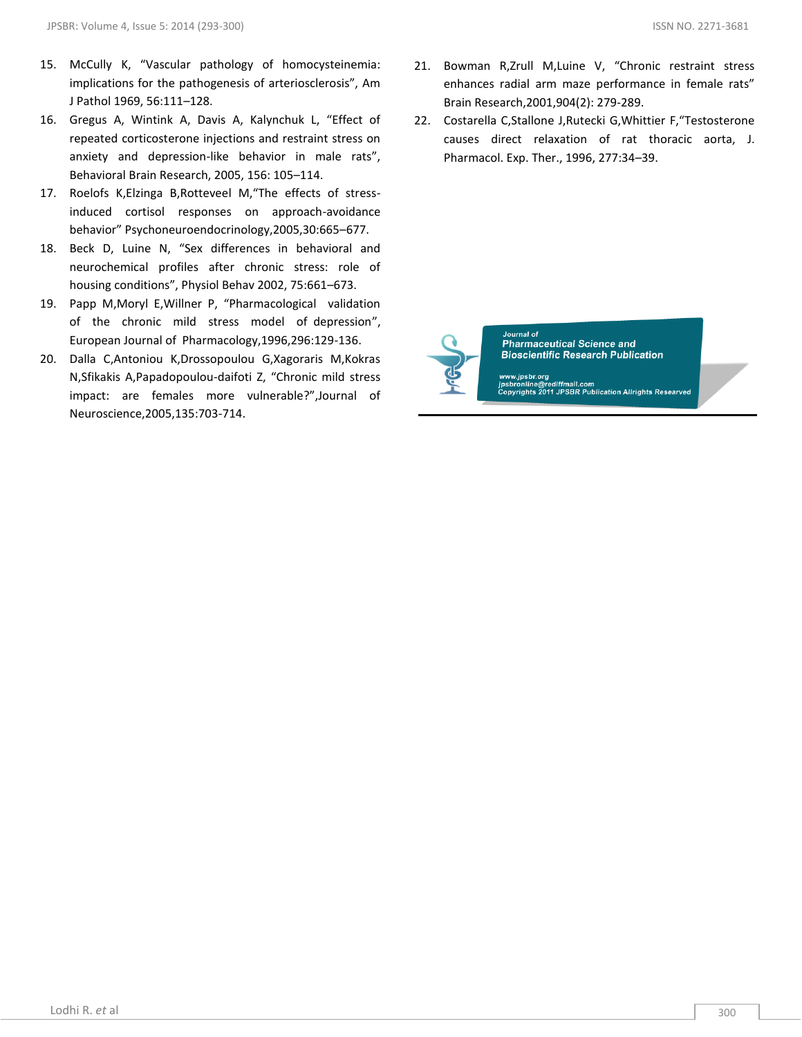15. McCully K, "Vascular pathology of homocysteinemia: implications for the pathogenesis of arteriosclerosis", Am J Pathol 1969, 56:111–128.
16. Gregus A, Wintink A, Davis A, Kalynchuk L, "Effect of repeated corticosterone injections and restraint stress on anxiety and depression-like behavior in male rats", Behavioral Brain Research, 2005, 156: 105–114.
17. Roelofs K,Elzinga B,Rotteveel M,"The effects of stress-induced cortisol responses on approach-avoidance behavior" Psychoneuroendocrinology,2005,30:665–677.
18. Beck D, Luine N, "Sex differences in behavioral and neurochemical profiles after chronic stress: role of housing conditions", Physiol Behav 2002, 75:661–673.
19. Papp M,Moryl E,Willner P, "Pharmacological validation of the chronic mild stress model of depression", European Journal of Pharmacology,1996,296:129-136.
20. Dalla C,Antoniou K,Drossopoulou G,Xagoraris M,Kokras N,Sfikakis A,Papadopoulou-daifoti Z, "Chronic mild stress impact: are females more vulnerable?",Journal of Neuroscience,2005,135:703-714.
21. Bowman R,Zrull M,Luine V, "Chronic restraint stress enhances radial arm maze performance in female rats" Brain Research,2001,904(2): 279-289.
22. Costarella C,Stallone J,Rutecki G,Whittier F,"Testosterone causes direct relaxation of rat thoracic aorta, J. Pharmacol. Exp. Ther., 1996, 277:34–39.

Journal of
**Pharmaceutical Science and Bioscientific Research Publication**
www.jpsbr.org
jpsbronline@rediffmail.com
Copyrights 2011 JPSBR Publication Allrights Researved